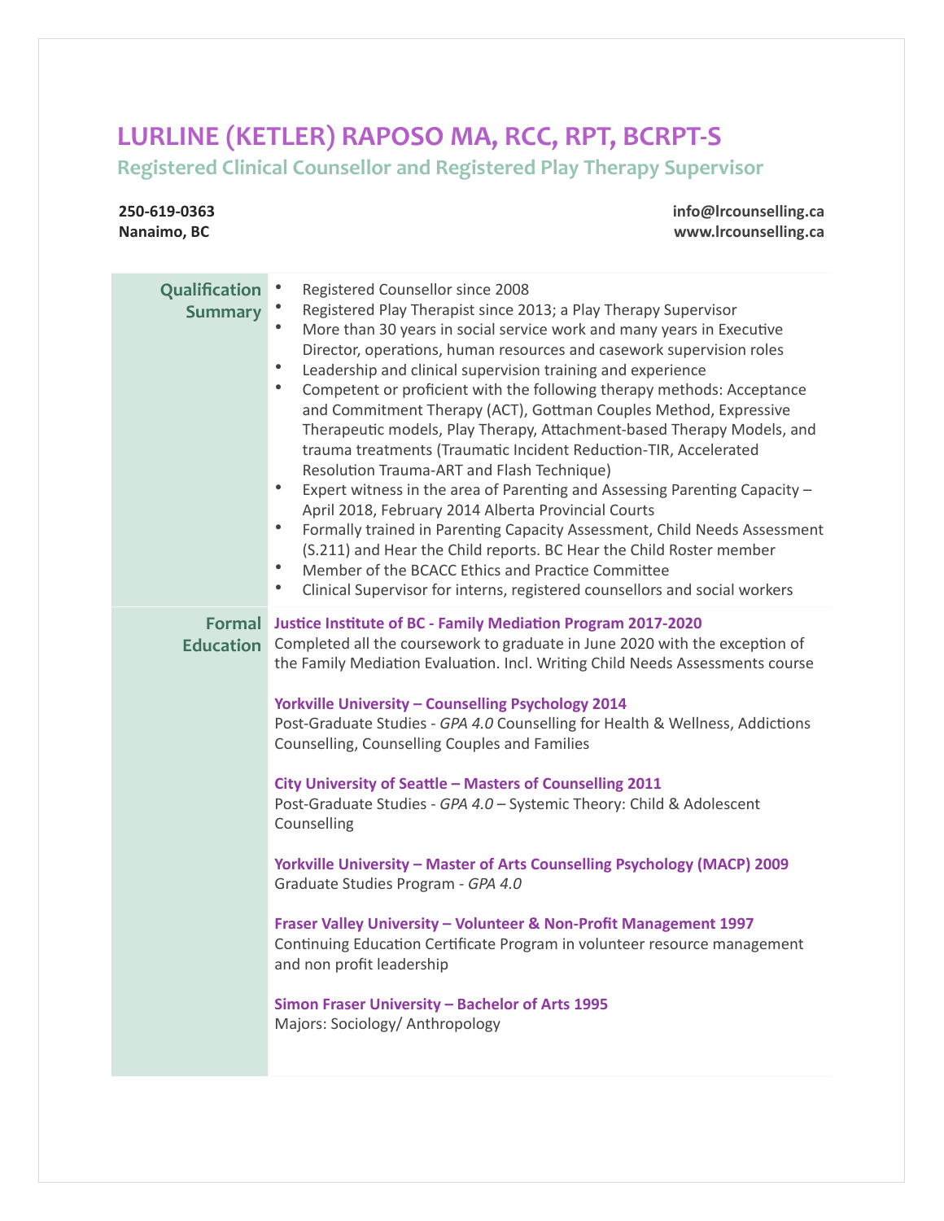# LURLINE (KETLER) RAPOSO MA, RCC, RPT, BCRPT-S

## Registered Clinical Counsellor and Registered Play Therapy Supervisor

**250-619-0363**
**Nanaimo, BC**

**info@lrcounselling.ca**
**www.lrcounselling.ca**

## Qualification Summary

- Registered Counsellor since 2008
- Registered Play Therapist since 2013; a Play Therapy Supervisor
- More than 30 years in social service work and many years in Executive Director, operations, human resources and casework supervision roles
- Leadership and clinical supervision training and experience
- Competent or proficient with the following therapy methods: Acceptance and Commitment Therapy (ACT), Gottman Couples Method, Expressive Therapeutic models, Play Therapy, Attachment-based Therapy Models, and trauma treatments (Traumatic Incident Reduction-TIR, Accelerated Resolution Trauma-ART and Flash Technique)
- Expert witness in the area of Parenting and Assessing Parenting Capacity – April 2018, February 2014 Alberta Provincial Courts
- Formally trained in Parenting Capacity Assessment, Child Needs Assessment (S.211) and Hear the Child reports. BC Hear the Child Roster member
- Member of the BCACC Ethics and Practice Committee
- Clinical Supervisor for interns, registered counsellors and social workers

## Formal Education

**Justice Institute of BC - Family Mediation Program 2017-2020**
Completed all the coursework to graduate in June 2020 with the exception of the Family Mediation Evaluation. Incl. Writing Child Needs Assessments course

**Yorkville University – Counselling Psychology 2014**
Post-Graduate Studies - *GPA 4.0* Counselling for Health & Wellness, Addictions Counselling, Counselling Couples and Families

**City University of Seattle – Masters of Counselling 2011**
Post-Graduate Studies - *GPA 4.0* – Systemic Theory: Child & Adolescent Counselling

**Yorkville University – Master of Arts Counselling Psychology (MACP) 2009**
Graduate Studies Program - *GPA 4.0*

**Fraser Valley University – Volunteer & Non-Profit Management 1997**
Continuing Education Certificate Program in volunteer resource management and non profit leadership

**Simon Fraser University – Bachelor of Arts 1995**
Majors: Sociology/ Anthropology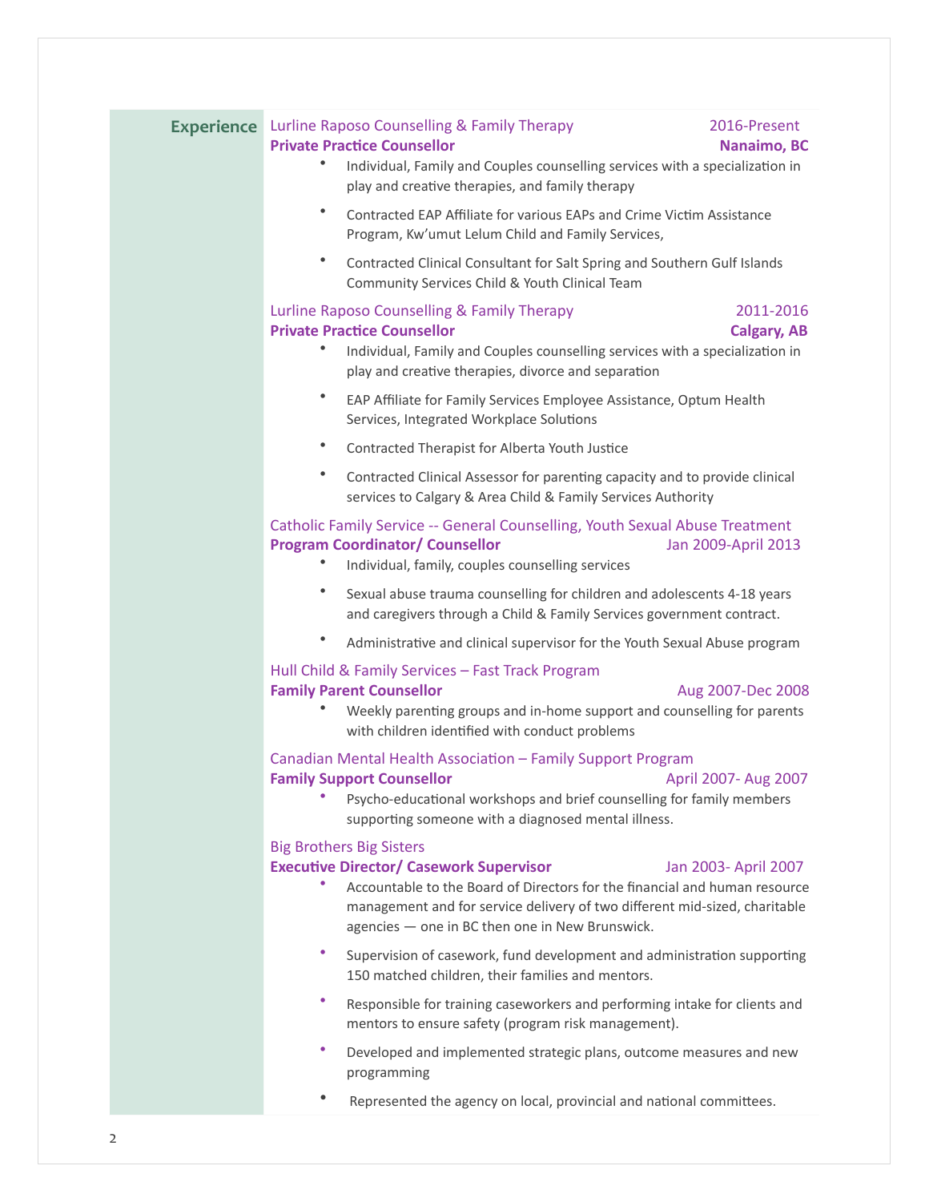## Experience

Lurline Raposo Counselling & Family Therapy — 2016-Present
**Private Practice Counsellor** — **Nanaimo, BC**

- Individual, Family and Couples counselling services with a specialization in play and creative therapies, and family therapy
- Contracted EAP Affiliate for various EAPs and Crime Victim Assistance Program, Kw'umut Lelum Child and Family Services,
- Contracted Clinical Consultant for Salt Spring and Southern Gulf Islands Community Services Child & Youth Clinical Team

Lurline Raposo Counselling & Family Therapy — 2011-2016
**Private Practice Counsellor** — **Calgary, AB**

- Individual, Family and Couples counselling services with a specialization in play and creative therapies, divorce and separation
- EAP Affiliate for Family Services Employee Assistance, Optum Health Services, Integrated Workplace Solutions
- Contracted Therapist for Alberta Youth Justice
- Contracted Clinical Assessor for parenting capacity and to provide clinical services to Calgary & Area Child & Family Services Authority

Catholic Family Service -- General Counselling, Youth Sexual Abuse Treatment
**Program Coordinator/ Counsellor** — Jan 2009-April 2013

- Individual, family, couples counselling services
- Sexual abuse trauma counselling for children and adolescents 4-18 years and caregivers through a Child & Family Services government contract.
- Administrative and clinical supervisor for the Youth Sexual Abuse program

Hull Child & Family Services – Fast Track Program
**Family Parent Counsellor** — Aug 2007-Dec 2008

- Weekly parenting groups and in-home support and counselling for parents with children identified with conduct problems

Canadian Mental Health Association – Family Support Program
**Family Support Counsellor** — April 2007- Aug 2007

- Psycho-educational workshops and brief counselling for family members supporting someone with a diagnosed mental illness.

Big Brothers Big Sisters
**Executive Director/ Casework Supervisor** — Jan 2003- April 2007

- Accountable to the Board of Directors for the financial and human resource management and for service delivery of two different mid-sized, charitable agencies — one in BC then one in New Brunswick.
- Supervision of casework, fund development and administration supporting 150 matched children, their families and mentors.
- Responsible for training caseworkers and performing intake for clients and mentors to ensure safety (program risk management).
- Developed and implemented strategic plans, outcome measures and new programming
- Represented the agency on local, provincial and national committees.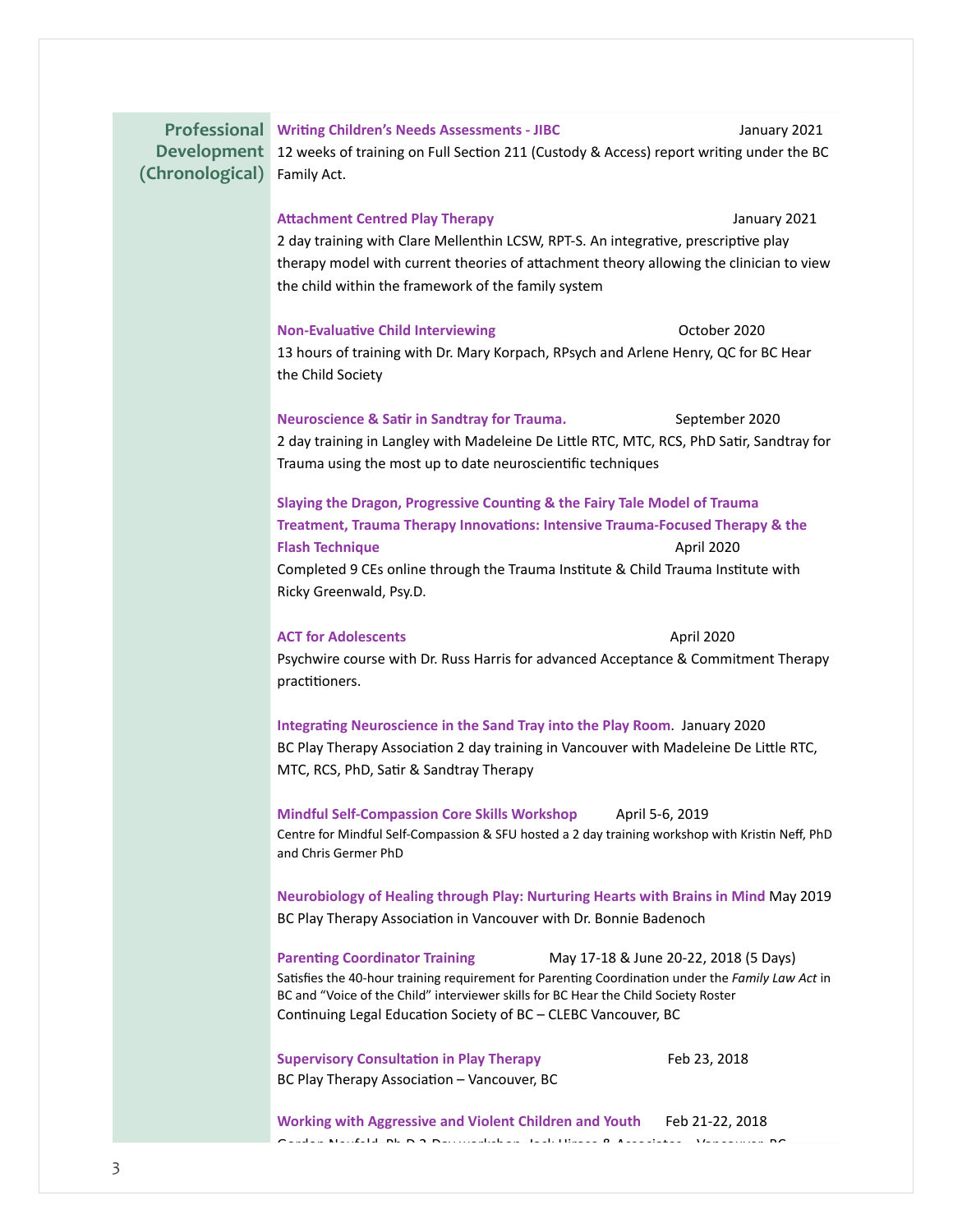## Professional Development (Chronological)

**Writing Children's Needs Assessments - JIBC** January 2021
12 weeks of training on Full Section 211 (Custody & Access) report writing under the BC Family Act.

**Attachment Centred Play Therapy** January 2021
2 day training with Clare Mellenthin LCSW, RPT-S. An integrative, prescriptive play therapy model with current theories of attachment theory allowing the clinician to view the child within the framework of the family system

**Non-Evaluative Child Interviewing** October 2020
13 hours of training with Dr. Mary Korpach, RPsych and Arlene Henry, QC for BC Hear the Child Society

**Neuroscience & Satir in Sandtray for Trauma.** September 2020
2 day training in Langley with Madeleine De Little RTC, MTC, RCS, PhD Satir, Sandtray for Trauma using the most up to date neuroscientific techniques

**Slaying the Dragon, Progressive Counting & the Fairy Tale Model of Trauma Treatment, Trauma Therapy Innovations: Intensive Trauma-Focused Therapy & the Flash Technique** April 2020
Completed 9 CEs online through the Trauma Institute & Child Trauma Institute with Ricky Greenwald, Psy.D.

**ACT for Adolescents** April 2020
Psychwire course with Dr. Russ Harris for advanced Acceptance & Commitment Therapy practitioners.

**Integrating Neuroscience in the Sand Tray into the Play Room**. January 2020
BC Play Therapy Association 2 day training in Vancouver with Madeleine De Little RTC, MTC, RCS, PhD, Satir & Sandtray Therapy

**Mindful Self-Compassion Core Skills Workshop** April 5-6, 2019
Centre for Mindful Self-Compassion & SFU hosted a 2 day training workshop with Kristin Neff, PhD and Chris Germer PhD

**Neurobiology of Healing through Play: Nurturing Hearts with Brains in Mind** May 2019
BC Play Therapy Association in Vancouver with Dr. Bonnie Badenoch

**Parenting Coordinator Training** May 17-18 & June 20-22, 2018 (5 Days)
Satisfies the 40-hour training requirement for Parenting Coordination under the *Family Law Act* in BC and "Voice of the Child" interviewer skills for BC Hear the Child Society Roster
Continuing Legal Education Society of BC – CLEBC Vancouver, BC

**Supervisory Consultation in Play Therapy** Feb 23, 2018
BC Play Therapy Association – Vancouver, BC

**Working with Aggressive and Violent Children and Youth** Feb 21-22, 2018
Gordon Neufeld, Ph.D 2-Day workshop, Jack Hirose & Associates – Vancouver, BC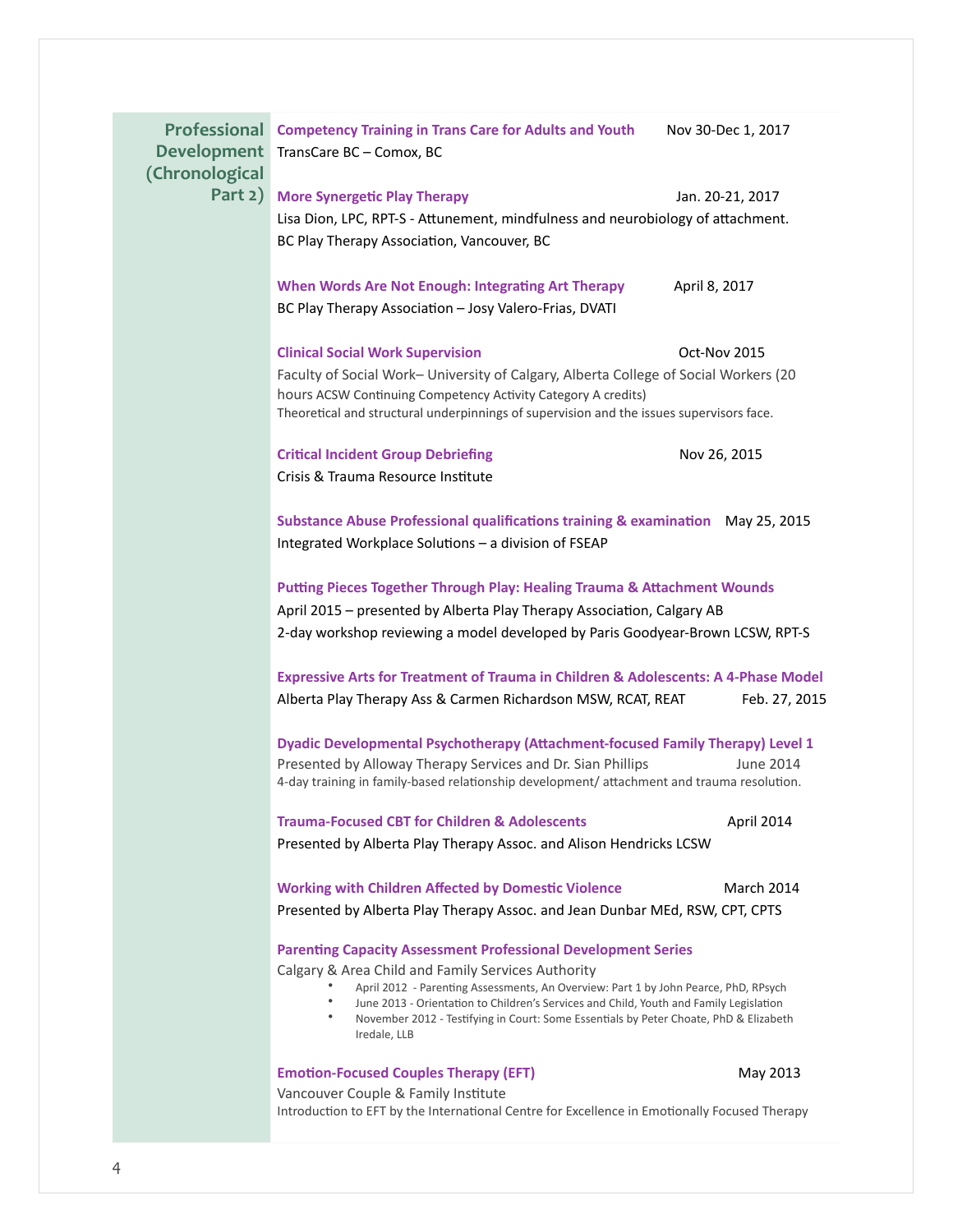## Professional Development (Chronological Part 2)

**Competency Training in Trans Care for Adults and Youth** Nov 30-Dec 1, 2017
TransCare BC – Comox, BC

**More Synergetic Play Therapy** Jan. 20-21, 2017
Lisa Dion, LPC, RPT-S - Attunement, mindfulness and neurobiology of attachment.
BC Play Therapy Association, Vancouver, BC

**When Words Are Not Enough: Integrating Art Therapy** April 8, 2017
BC Play Therapy Association – Josy Valero-Frias, DVATI

**Clinical Social Work Supervision** Oct-Nov 2015
Faculty of Social Work– University of Calgary, Alberta College of Social Workers (20 hours ACSW Continuing Competency Activity Category A credits)
Theoretical and structural underpinnings of supervision and the issues supervisors face.

**Critical Incident Group Debriefing** Nov 26, 2015
Crisis & Trauma Resource Institute

**Substance Abuse Professional qualifications training & examination** May 25, 2015
Integrated Workplace Solutions – a division of FSEAP

**Putting Pieces Together Through Play: Healing Trauma & Attachment Wounds**
April 2015 – presented by Alberta Play Therapy Association, Calgary AB
2-day workshop reviewing a model developed by Paris Goodyear-Brown LCSW, RPT-S

**Expressive Arts for Treatment of Trauma in Children & Adolescents: A 4-Phase Model**
Alberta Play Therapy Ass & Carmen Richardson MSW, RCAT, REAT Feb. 27, 2015

**Dyadic Developmental Psychotherapy (Attachment-focused Family Therapy) Level 1**
Presented by Alloway Therapy Services and Dr. Sian Phillips June 2014
4-day training in family-based relationship development/ attachment and trauma resolution.

**Trauma-Focused CBT for Children & Adolescents** April 2014
Presented by Alberta Play Therapy Assoc. and Alison Hendricks LCSW

**Working with Children Affected by Domestic Violence** March 2014
Presented by Alberta Play Therapy Assoc. and Jean Dunbar MEd, RSW, CPT, CPTS

**Parenting Capacity Assessment Professional Development Series**
Calgary & Area Child and Family Services Authority

- April 2012 - Parenting Assessments, An Overview: Part 1 by John Pearce, PhD, RPsych
- June 2013 - Orientation to Children's Services and Child, Youth and Family Legislation
- November 2012 - Testifying in Court: Some Essentials by Peter Choate, PhD & Elizabeth Iredale, LLB

**Emotion-Focused Couples Therapy (EFT)** May 2013
Vancouver Couple & Family Institute
Introduction to EFT by the International Centre for Excellence in Emotionally Focused Therapy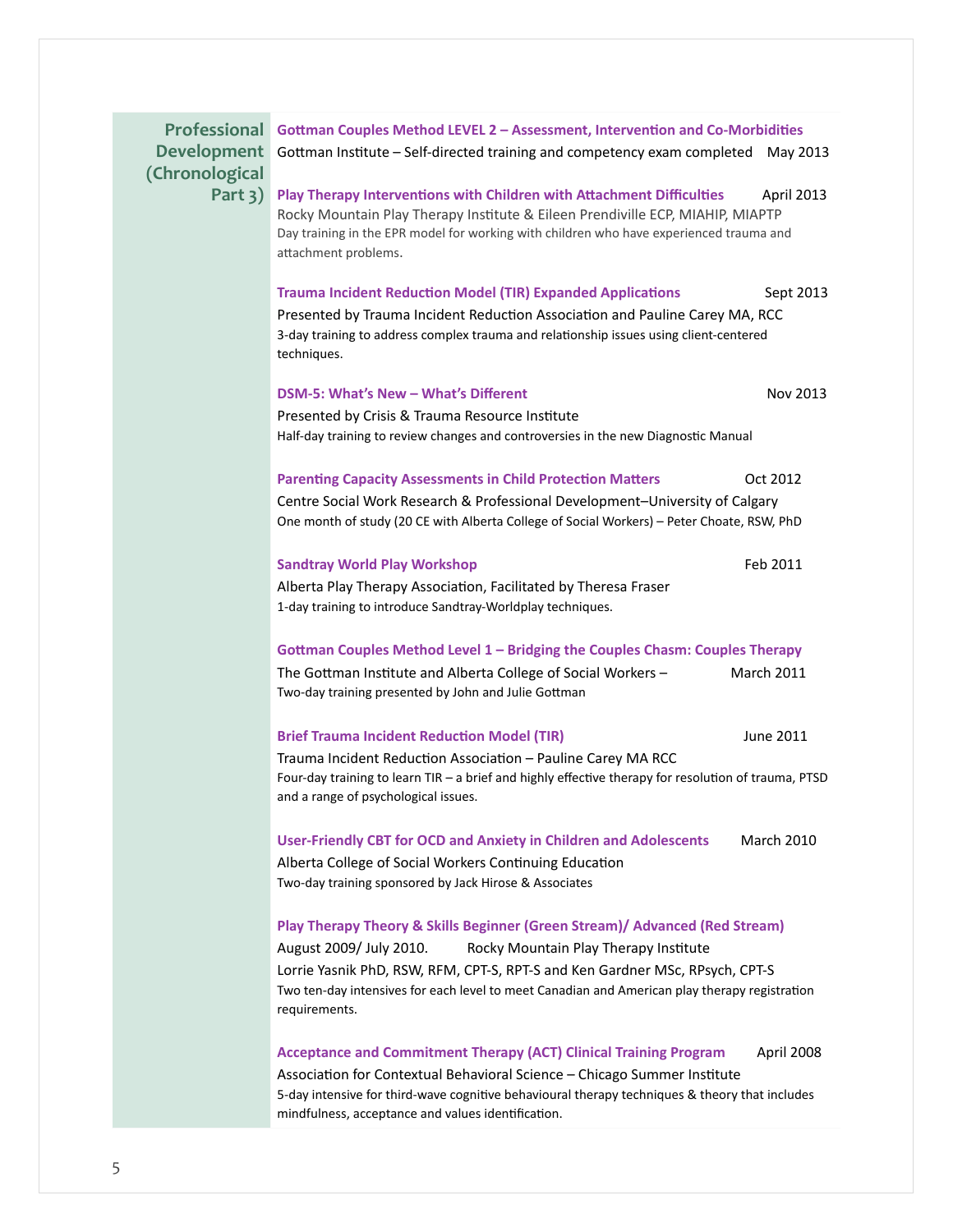## Professional Development (Chronological Part 3)

**Gottman Couples Method LEVEL 2 – Assessment, Intervention and Co-Morbidities**
Gottman Institute – Self-directed training and competency exam completed May 2013

**Play Therapy Interventions with Children with Attachment Difficulties** April 2013
Rocky Mountain Play Therapy Institute & Eileen Prendiville ECP, MIAHIP, MIAPTP
Day training in the EPR model for working with children who have experienced trauma and attachment problems.

**Trauma Incident Reduction Model (TIR) Expanded Applications** Sept 2013
Presented by Trauma Incident Reduction Association and Pauline Carey MA, RCC
3-day training to address complex trauma and relationship issues using client-centered techniques.

**DSM-5: What's New – What's Different** Nov 2013
Presented by Crisis & Trauma Resource Institute
Half-day training to review changes and controversies in the new Diagnostic Manual

**Parenting Capacity Assessments in Child Protection Matters** Oct 2012
Centre Social Work Research & Professional Development–University of Calgary
One month of study (20 CE with Alberta College of Social Workers) – Peter Choate, RSW, PhD

**Sandtray World Play Workshop** Feb 2011
Alberta Play Therapy Association, Facilitated by Theresa Fraser
1-day training to introduce Sandtray-Worldplay techniques.

**Gottman Couples Method Level 1 – Bridging the Couples Chasm: Couples Therapy**
The Gottman Institute and Alberta College of Social Workers – March 2011
Two-day training presented by John and Julie Gottman

**Brief Trauma Incident Reduction Model (TIR)** June 2011
Trauma Incident Reduction Association – Pauline Carey MA RCC
Four-day training to learn TIR – a brief and highly effective therapy for resolution of trauma, PTSD and a range of psychological issues.

**User-Friendly CBT for OCD and Anxiety in Children and Adolescents** March 2010
Alberta College of Social Workers Continuing Education
Two-day training sponsored by Jack Hirose & Associates

**Play Therapy Theory & Skills Beginner (Green Stream)/ Advanced (Red Stream)**
August 2009/ July 2010. Rocky Mountain Play Therapy Institute
Lorrie Yasnik PhD, RSW, RFM, CPT-S, RPT-S and Ken Gardner MSc, RPsych, CPT-S
Two ten-day intensives for each level to meet Canadian and American play therapy registration requirements.

**Acceptance and Commitment Therapy (ACT) Clinical Training Program** April 2008
Association for Contextual Behavioral Science – Chicago Summer Institute
5-day intensive for third-wave cognitive behavioural therapy techniques & theory that includes mindfulness, acceptance and values identification.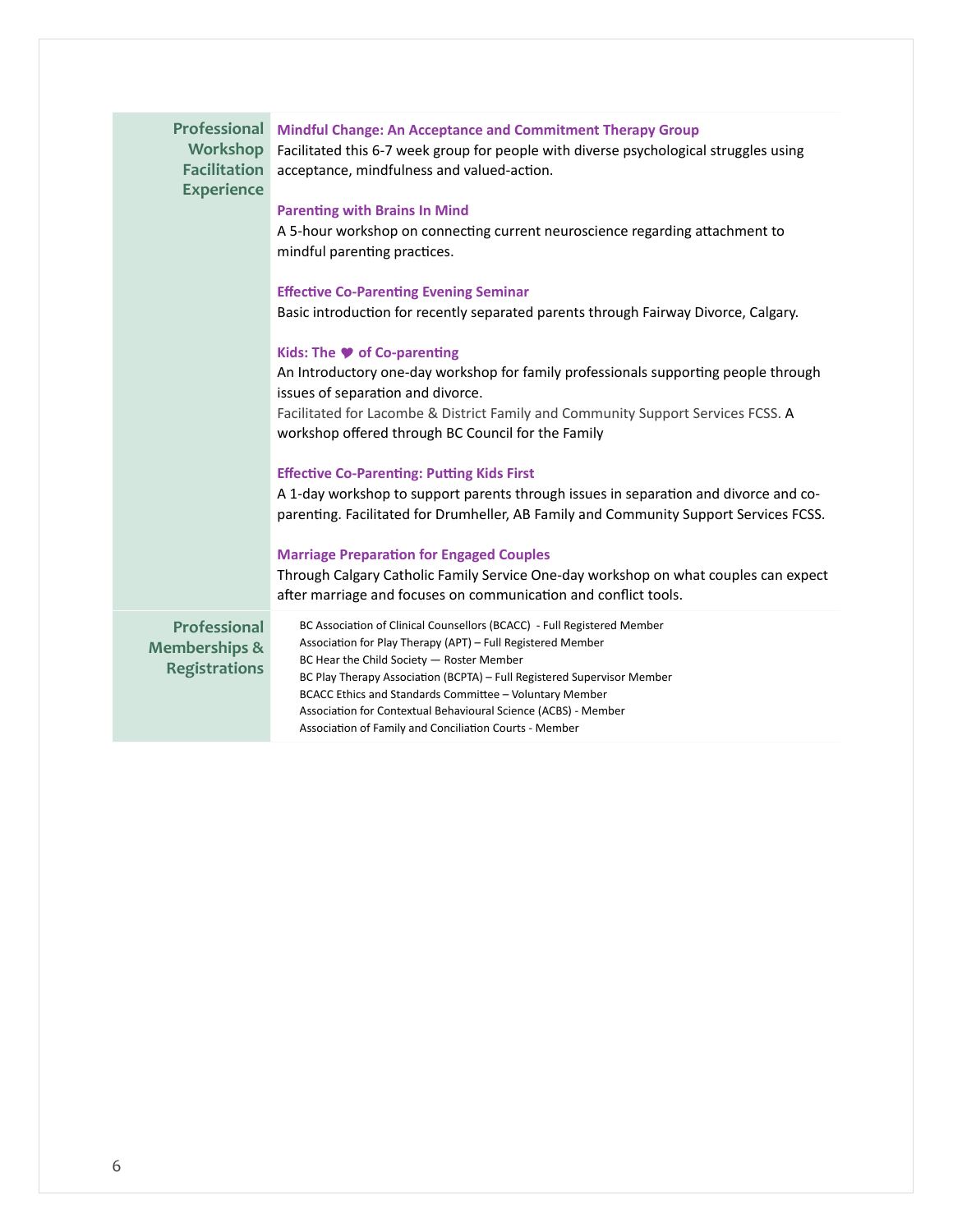## Professional Workshop Facilitation Experience

**Mindful Change: An Acceptance and Commitment Therapy Group**
Facilitated this 6-7 week group for people with diverse psychological struggles using acceptance, mindfulness and valued-action.

**Parenting with Brains In Mind**
A 5-hour workshop on connecting current neuroscience regarding attachment to mindful parenting practices.

**Effective Co-Parenting Evening Seminar**
Basic introduction for recently separated parents through Fairway Divorce, Calgary.

**Kids: The ♥ of Co-parenting**
An Introductory one-day workshop for family professionals supporting people through issues of separation and divorce.
Facilitated for Lacombe & District Family and Community Support Services FCSS. A workshop offered through BC Council for the Family

**Effective Co-Parenting: Putting Kids First**
A 1-day workshop to support parents through issues in separation and divorce and co-parenting. Facilitated for Drumheller, AB Family and Community Support Services FCSS.

**Marriage Preparation for Engaged Couples**
Through Calgary Catholic Family Service One-day workshop on what couples can expect after marriage and focuses on communication and conflict tools.

## Professional Memberships & Registrations

BC Association of Clinical Counsellors (BCACC) - Full Registered Member
Association for Play Therapy (APT) – Full Registered Member
BC Hear the Child Society — Roster Member
BC Play Therapy Association (BCPTA) – Full Registered Supervisor Member
BCACC Ethics and Standards Committee – Voluntary Member
Association for Contextual Behavioural Science (ACBS) - Member
Association of Family and Conciliation Courts - Member